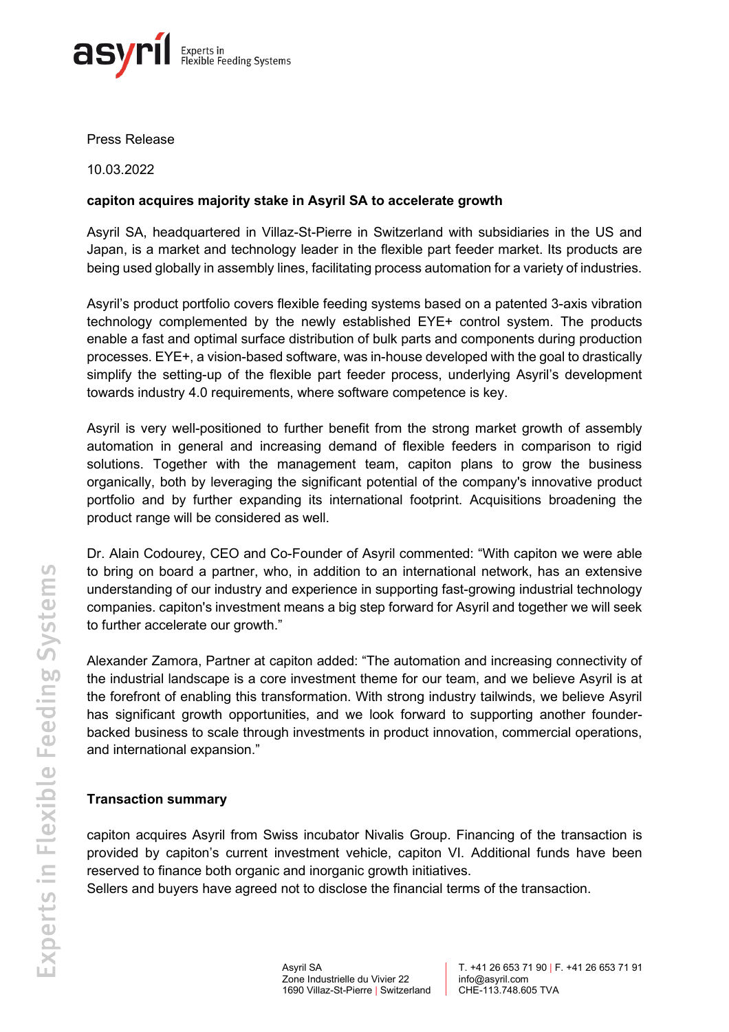Press Release

10.03.2022

**capiton acquires majority stake in Asyril SA to accelerate growth**

Asyril SA, headquartered in Villaz-St-Pierre in Switzerland with subsidiaries in the US and Japan, is a market and technology leader in the flexible part feeder market. Its products are being used globally in assembly lines, facilitating process automation for a variety of industries.

Asyril's product portfolio covers flexible feeding systems based on a patented 3-axis vibration technology complemented by the newly established EYE+ control system. The products enable a fast and optimal surface distribution of bulk parts and components during production processes. EYE+, a vision-based software, was in-house developed with the goal to drastically simplify the setting-up of the flexible part feeder process, underlying Asyril's development towards industry 4.0 requirements, where software competence is key.

Asyril is very well-positioned to further benefit from the strong market growth of assembly automation in general and increasing demand of flexible feeders in comparison to rigid solutions. Together with the management team, capiton plans to grow the business organically, both by leveraging the significant potential of the company's innovative product portfolio and by further expanding its international footprint. Acquisitions broadening the product range will be considered as well.

Dr. Alain Codourey, CEO and Co-Founder of Asyril commented: "With capiton we were able to bring on board a partner, who, in addition to an international network, has an extensive understanding of our industry and experience in supporting fast-growing industrial technology companies. capiton's investment means a big step forward for Asyril and together we will seek to further accelerate our growth."

Alexander Zamora, Partner at capiton added: "The automation and increasing connectivity of the industrial landscape is a core investment theme for our team, and we believe Asyril is at the forefront of enabling this transformation. With strong industry tailwinds, we believe Asyril has significant growth opportunities, and we look forward to supporting another founder-backed business to scale through investments in product innovation, commercial operations, and international expansion."

**Transaction summary**

capiton acquires Asyril from Swiss incubator Nivalis Group. Financing of the transaction is provided by capiton's current investment vehicle, capiton VI. Additional funds have been reserved to finance both organic and inorganic growth initiatives.
Sellers and buyers have agreed not to disclose the financial terms of the transaction.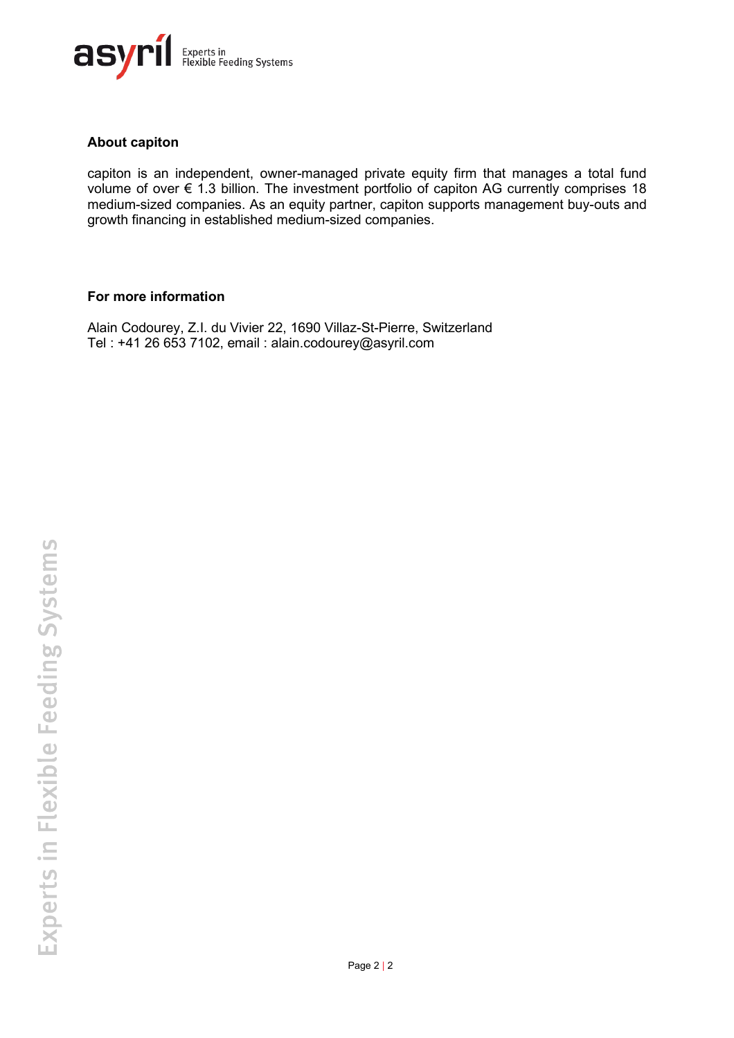### About capiton

capiton is an independent, owner-managed private equity firm that manages a total fund volume of over € 1.3 billion. The investment portfolio of capiton AG currently comprises 18 medium-sized companies. As an equity partner, capiton supports management buy-outs and growth financing in established medium-sized companies.

### For more information

Alain Codourey, Z.I. du Vivier 22, 1690 Villaz-St-Pierre, Switzerland
Tel : +41 26 653 7102, email : alain.codourey@asyril.com